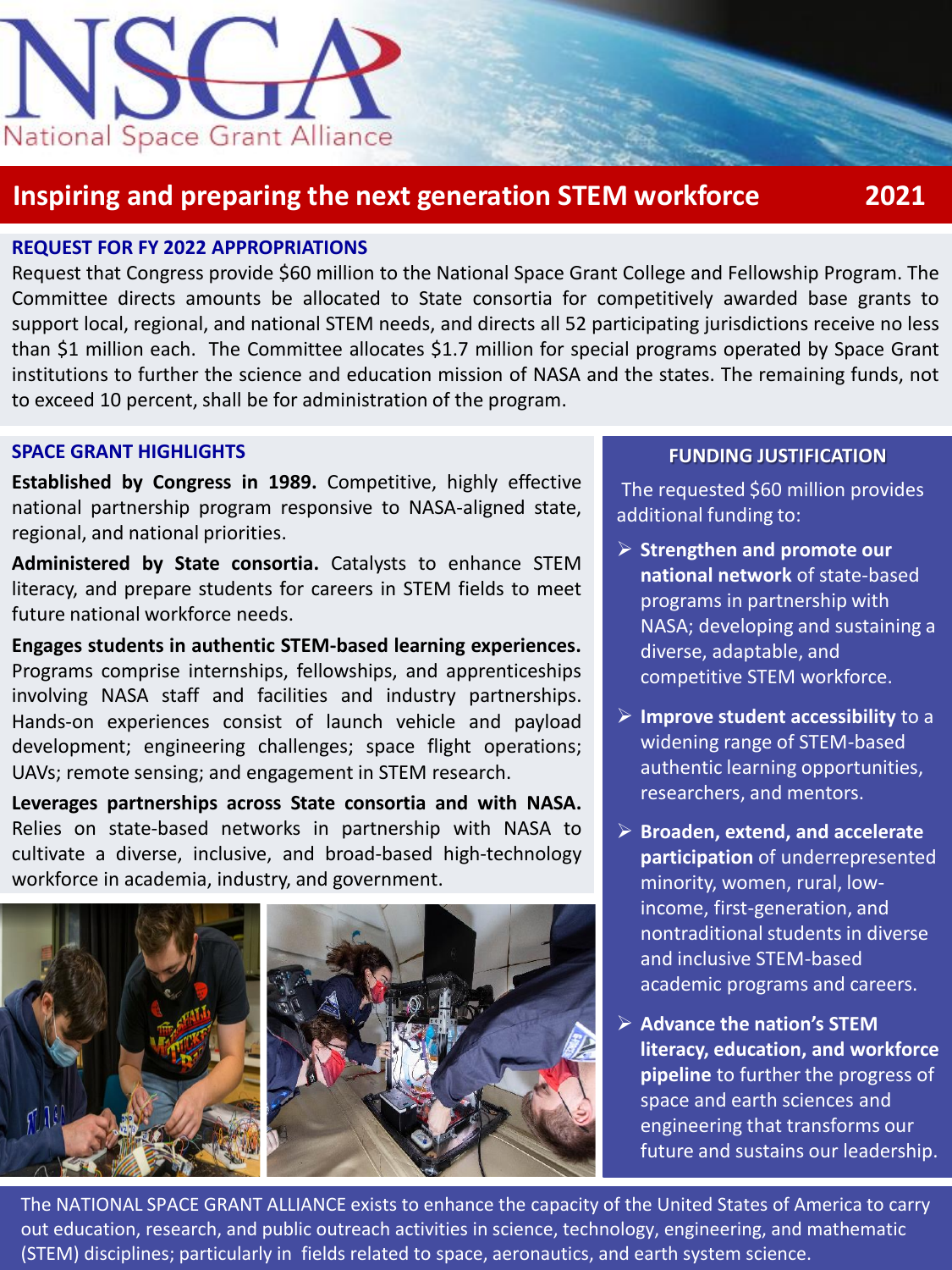# NSGA National Space Grant Alliance

## Inspiring and preparing the next generation STEM workforce 2021

### REQUEST FOR FY 2022 APPROPRIATIONS

Request that Congress provide $60 million to the National Space Grant College and Fellowship Program. The Committee directs amounts be allocated to State consortia for competitively awarded base grants to support local, regional, and national STEM needs, and directs all 52 participating jurisdictions receive no less than $1 million each. The Committee allocates $1.7 million for special programs operated by Space Grant institutions to further the science and education mission of NASA and the states. The remaining funds, not to exceed 10 percent, shall be for administration of the program.

### SPACE GRANT HIGHLIGHTS

**Established by Congress in 1989.** Competitive, highly effective national partnership program responsive to NASA-aligned state, regional, and national priorities.

**Administered by State consortia.** Catalysts to enhance STEM literacy, and prepare students for careers in STEM fields to meet future national workforce needs.

**Engages students in authentic STEM-based learning experiences.** Programs comprise internships, fellowships, and apprenticeships involving NASA staff and facilities and industry partnerships. Hands-on experiences consist of launch vehicle and payload development; engineering challenges; space flight operations; UAVs; remote sensing; and engagement in STEM research.

**Leverages partnerships across State consortia and with NASA.** Relies on state-based networks in partnership with NASA to cultivate a diverse, inclusive, and broad-based high-technology workforce in academia, industry, and government.

### FUNDING JUSTIFICATION

The requested $60 million provides additional funding to:

- **Strengthen and promote our national network** of state-based programs in partnership with NASA; developing and sustaining a diverse, adaptable, and competitive STEM workforce.
- **Improve student accessibility** to a widening range of STEM-based authentic learning opportunities, researchers, and mentors.
- **Broaden, extend, and accelerate participation** of underrepresented minority, women, rural, low-income, first-generation, and nontraditional students in diverse and inclusive STEM-based academic programs and careers.
- **Advance the nation's STEM literacy, education, and workforce pipeline** to further the progress of space and earth sciences and engineering that transforms our future and sustains our leadership.

The NATIONAL SPACE GRANT ALLIANCE exists to enhance the capacity of the United States of America to carry out education, research, and public outreach activities in science, technology, engineering, and mathematic (STEM) disciplines; particularly in fields related to space, aeronautics, and earth system science.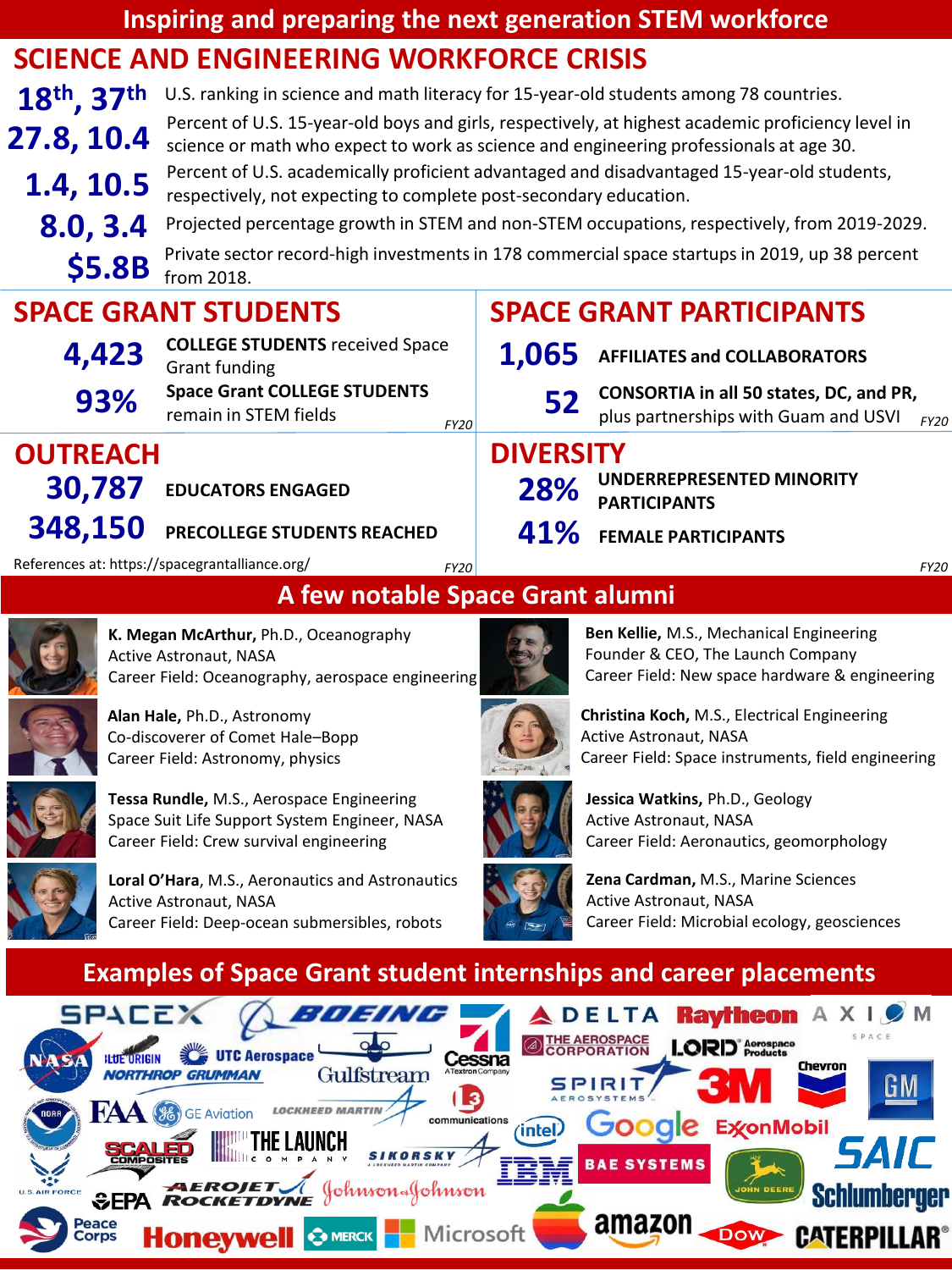# Inspiring and preparing the next generation STEM workforce

## SCIENCE AND ENGINEERING WORKFORCE CRISIS

**18th, 37th** U.S. ranking in science and math literacy for 15-year-old students among 78 countries.

**27.8, 10.4** Percent of U.S. 15-year-old boys and girls, respectively, at highest academic proficiency level in science or math who expect to work as science and engineering professionals at age 30.

**1.4, 10.5** Percent of U.S. academically proficient advantaged and disadvantaged 15-year-old students, respectively, not expecting to complete post-secondary education.

**8.0, 3.4** Projected percentage growth in STEM and non-STEM occupations, respectively, from 2019-2029.

**$5.8B** Private sector record-high investments in 178 commercial space startups in 2019, up 38 percent from 2018.

## SPACE GRANT STUDENTS

**4,423** **COLLEGE STUDENTS** received Space Grant funding

**93%** **Space Grant COLLEGE STUDENTS** remain in STEM fields

*FY20*

## SPACE GRANT PARTICIPANTS

**1,065** **AFFILIATES and COLLABORATORS**

**52** **CONSORTIA in all 50 states, DC, and PR,** plus partnerships with Guam and USVI

*FY20*

## OUTREACH

**30,787** **EDUCATORS ENGAGED**

**348,150** **PRECOLLEGE STUDENTS REACHED**

References at: https://spacegrantalliance.org/

*FY20*

## DIVERSITY

**28%** **UNDERREPRESENTED MINORITY PARTICIPANTS**

**41%** **FEMALE PARTICIPANTS**

*FY20*

## A few notable Space Grant alumni

**K. Megan McArthur,** Ph.D., Oceanography
Active Astronaut, NASA
Career Field: Oceanography, aerospace engineering

**Ben Kellie,** M.S., Mechanical Engineering
Founder & CEO, The Launch Company
Career Field: New space hardware & engineering

**Alan Hale,** Ph.D., Astronomy
Co-discoverer of Comet Hale–Bopp
Career Field: Astronomy, physics

**Christina Koch,** M.S., Electrical Engineering
Active Astronaut, NASA
Career Field: Space instruments, field engineering

**Tessa Rundle,** M.S., Aerospace Engineering
Space Suit Life Support System Engineer, NASA
Career Field: Crew survival engineering

**Jessica Watkins,** Ph.D., Geology
Active Astronaut, NASA
Career Field: Aeronautics, geomorphology

**Loral O'Hara**, M.S., Aeronautics and Astronautics
Active Astronaut, NASA
Career Field: Deep-ocean submersibles, robots

**Zena Cardman,** M.S., Marine Sciences
Active Astronaut, NASA
Career Field: Microbial ecology, geosciences

## Examples of Space Grant student internships and career placements

SpaceX, Boeing, Delta, Raytheon, Axiom Space, NASA, Blue Origin, Northrop Grumman, UTC Aerospace, Gulfstream, Cessna, The Aerospace Corporation, LORD Aerospace Products, Spirit AeroSystems, 3M, Chevron, GM, NOAA, FAA, GE Aviation, Lockheed Martin, L3 Communications, Intel, Google, ExxonMobil, SAIC, U.S. Air Force, Scaled Composites, The Launch Company, Sikorsky, IBM, BAE Systems, John Deere, Schlumberger, EPA, Aerojet Rocketdyne, Johnson & Johnson, Apple, Peace Corps, Honeywell, Merck, Microsoft, amazon, Dow, Caterpillar